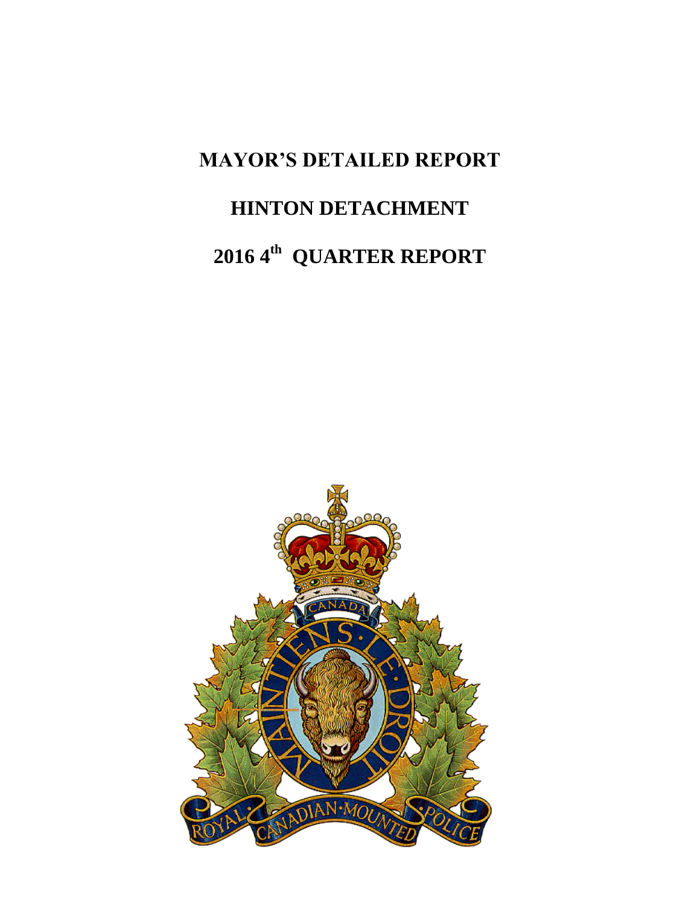# MAYOR'S DETAILED REPORT

# HINTON DETACHMENT

# 2016 4th QUARTER REPORT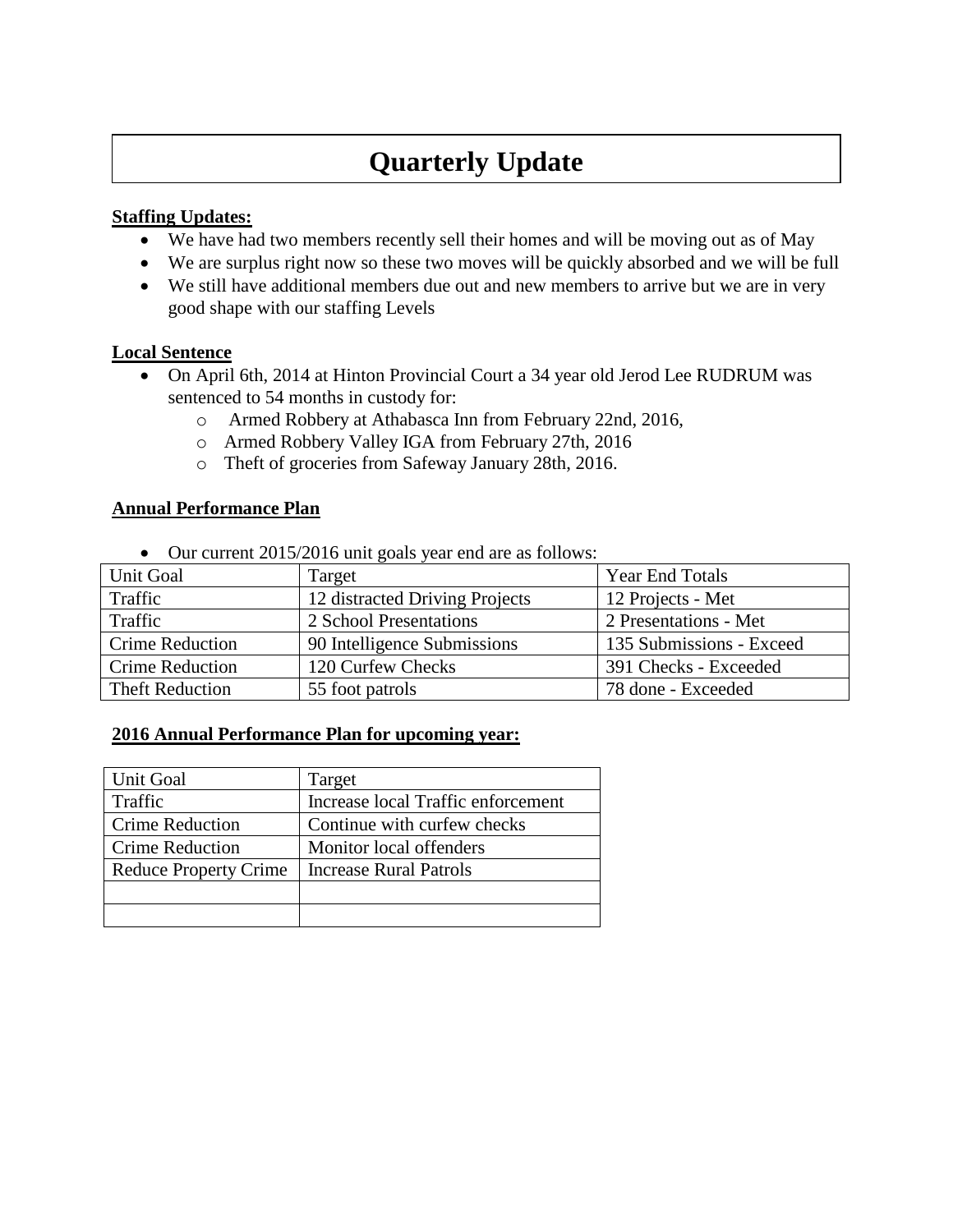# Quarterly Update

**Staffing Updates:**

- We have had two members recently sell their homes and will be moving out as of May
- We are surplus right now so these two moves will be quickly absorbed and we will be full
- We still have additional members due out and new members to arrive but we are in very good shape with our staffing Levels

**Local Sentence**

- On April 6th, 2014 at Hinton Provincial Court a 34 year old Jerod Lee RUDRUM was sentenced to 54 months in custody for:
  - Armed Robbery at Athabasca Inn from February 22nd, 2016,
  - Armed Robbery Valley IGA from February 27th, 2016
  - Theft of groceries from Safeway January 28th, 2016.

**Annual Performance Plan**

- Our current 2015/2016 unit goals year end are as follows:

| Unit Goal | Target | Year End Totals |
|---|---|---|
| Traffic | 12 distracted Driving Projects | 12 Projects - Met |
| Traffic | 2 School Presentations | 2 Presentations - Met |
| Crime Reduction | 90 Intelligence Submissions | 135 Submissions - Exceed |
| Crime Reduction | 120 Curfew Checks | 391 Checks - Exceeded |
| Theft Reduction | 55 foot patrols | 78 done - Exceeded |

**2016 Annual Performance Plan for upcoming year:**

| Unit Goal | Target |
|---|---|
| Traffic | Increase local Traffic enforcement |
| Crime Reduction | Continue with curfew checks |
| Crime Reduction | Monitor local offenders |
| Reduce Property Crime | Increase Rural Patrols |
| | |
| | |